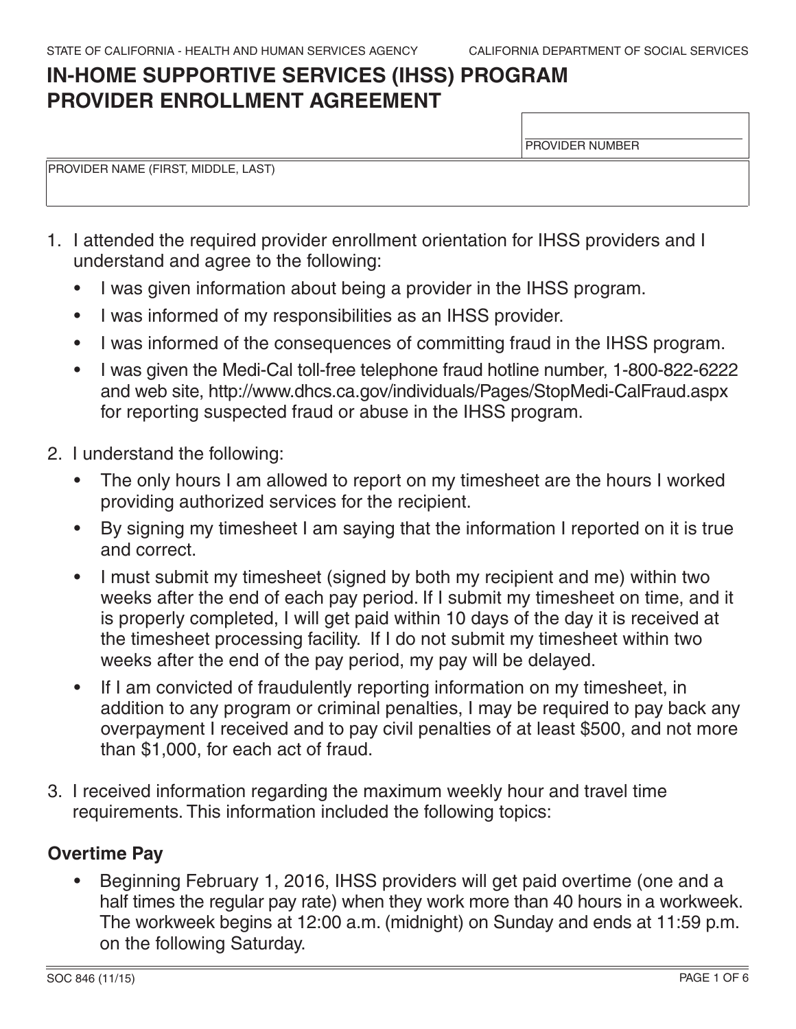STATE OF CALIFORNIA - HEALTH AND HUMAN SERVICES AGENCY — CALIFORNIA DEPARTMENT OF SOCIAL SERVICES

# IN-HOME SUPPORTIVE SERVICES (IHSS) PROGRAM PROVIDER ENROLLMENT AGREEMENT

| PROVIDER NUMBER |
| --- |
| |

| PROVIDER NAME (FIRST, MIDDLE, LAST) |
| --- |
| |

1. I attended the required provider enrollment orientation for IHSS providers and I understand and agree to the following:
   - I was given information about being a provider in the IHSS program.
   - I was informed of my responsibilities as an IHSS provider.
   - I was informed of the consequences of committing fraud in the IHSS program.
   - I was given the Medi-Cal toll-free telephone fraud hotline number, 1-800-822-6222 and web site, http://www.dhcs.ca.gov/individuals/Pages/StopMedi-CalFraud.aspx for reporting suspected fraud or abuse in the IHSS program.

2. I understand the following:
   - The only hours I am allowed to report on my timesheet are the hours I worked providing authorized services for the recipient.
   - By signing my timesheet I am saying that the information I reported on it is true and correct.
   - I must submit my timesheet (signed by both my recipient and me) within two weeks after the end of each pay period. If I submit my timesheet on time, and it is properly completed, I will get paid within 10 days of the day it is received at the timesheet processing facility. If I do not submit my timesheet within two weeks after the end of the pay period, my pay will be delayed.
   - If I am convicted of fraudulently reporting information on my timesheet, in addition to any program or criminal penalties, I may be required to pay back any overpayment I received and to pay civil penalties of at least $500, and not more than $1,000, for each act of fraud.

3. I received information regarding the maximum weekly hour and travel time requirements. This information included the following topics:

### Overtime Pay

- Beginning February 1, 2016, IHSS providers will get paid overtime (one and a half times the regular pay rate) when they work more than 40 hours in a workweek. The workweek begins at 12:00 a.m. (midnight) on Sunday and ends at 11:59 p.m. on the following Saturday.

SOC 846 (11/15)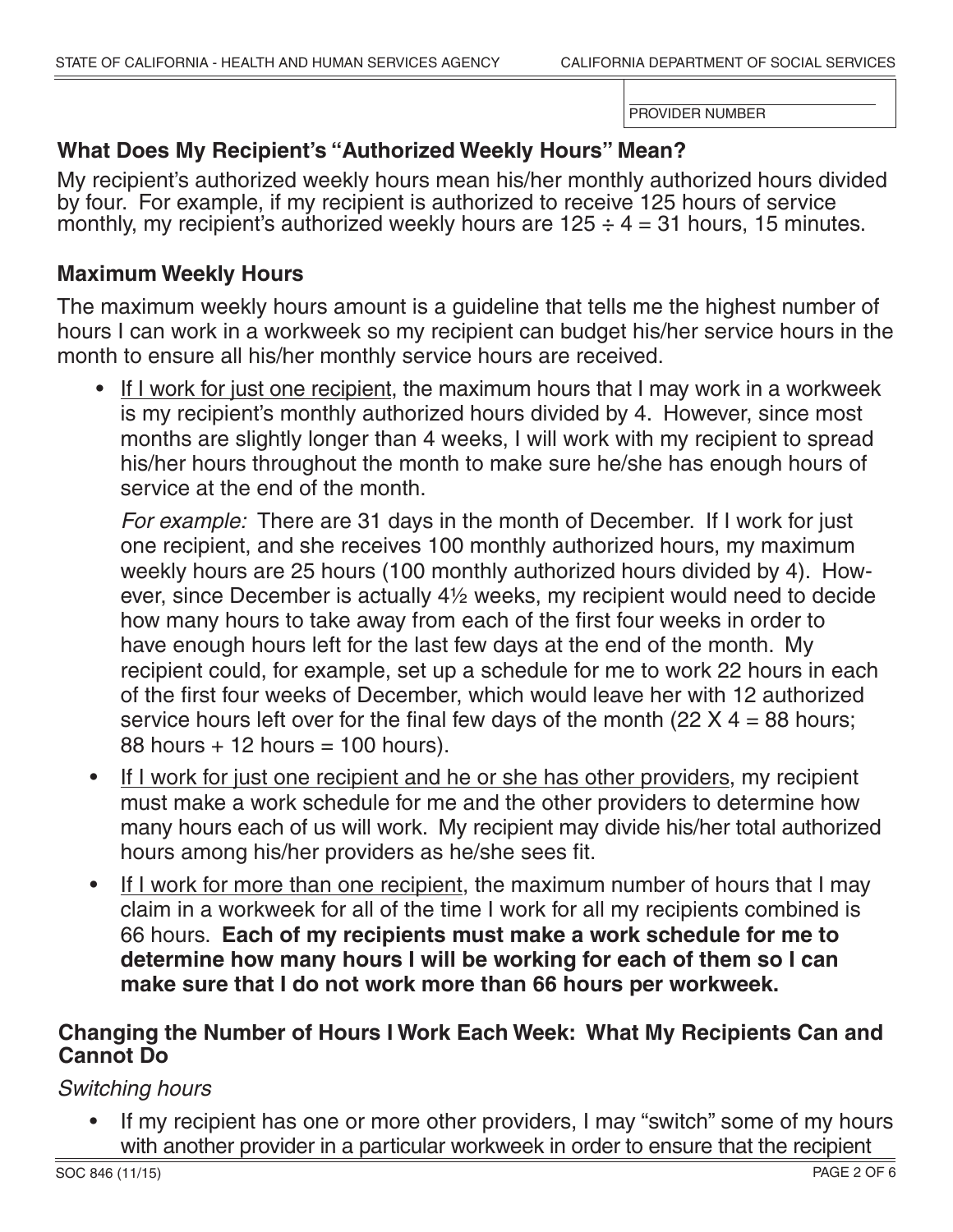PROVIDER NUMBER

## What Does My Recipient's "Authorized Weekly Hours" Mean?

My recipient's authorized weekly hours mean his/her monthly authorized hours divided by four. For example, if my recipient is authorized to receive 125 hours of service monthly, my recipient's authorized weekly hours are $125 \div 4 = 31$ hours, 15 minutes.

## Maximum Weekly Hours

The maximum weekly hours amount is a guideline that tells me the highest number of hours I can work in a workweek so my recipient can budget his/her service hours in the month to ensure all his/her monthly service hours are received.

- If I work for just one recipient, the maximum hours that I may work in a workweek is my recipient's monthly authorized hours divided by 4. However, since most months are slightly longer than 4 weeks, I will work with my recipient to spread his/her hours throughout the month to make sure he/she has enough hours of service at the end of the month.

  *For example:* There are 31 days in the month of December. If I work for just one recipient, and she receives 100 monthly authorized hours, my maximum weekly hours are 25 hours (100 monthly authorized hours divided by 4). However, since December is actually 4½ weeks, my recipient would need to decide how many hours to take away from each of the first four weeks in order to have enough hours left for the last few days at the end of the month. My recipient could, for example, set up a schedule for me to work 22 hours in each of the first four weeks of December, which would leave her with 12 authorized service hours left over for the final few days of the month ($22 \times 4 = 88$ hours; $88$ hours $+ 12$ hours $= 100$ hours).

- If I work for just one recipient and he or she has other providers, my recipient must make a work schedule for me and the other providers to determine how many hours each of us will work. My recipient may divide his/her total authorized hours among his/her providers as he/she sees fit.

- If I work for more than one recipient, the maximum number of hours that I may claim in a workweek for all of the time I work for all my recipients combined is 66 hours. **Each of my recipients must make a work schedule for me to determine how many hours I will be working for each of them so I can make sure that I do not work more than 66 hours per workweek.**

## Changing the Number of Hours I Work Each Week: What My Recipients Can and Cannot Do

*Switching hours*

- If my recipient has one or more other providers, I may "switch" some of my hours with another provider in a particular workweek in order to ensure that the recipient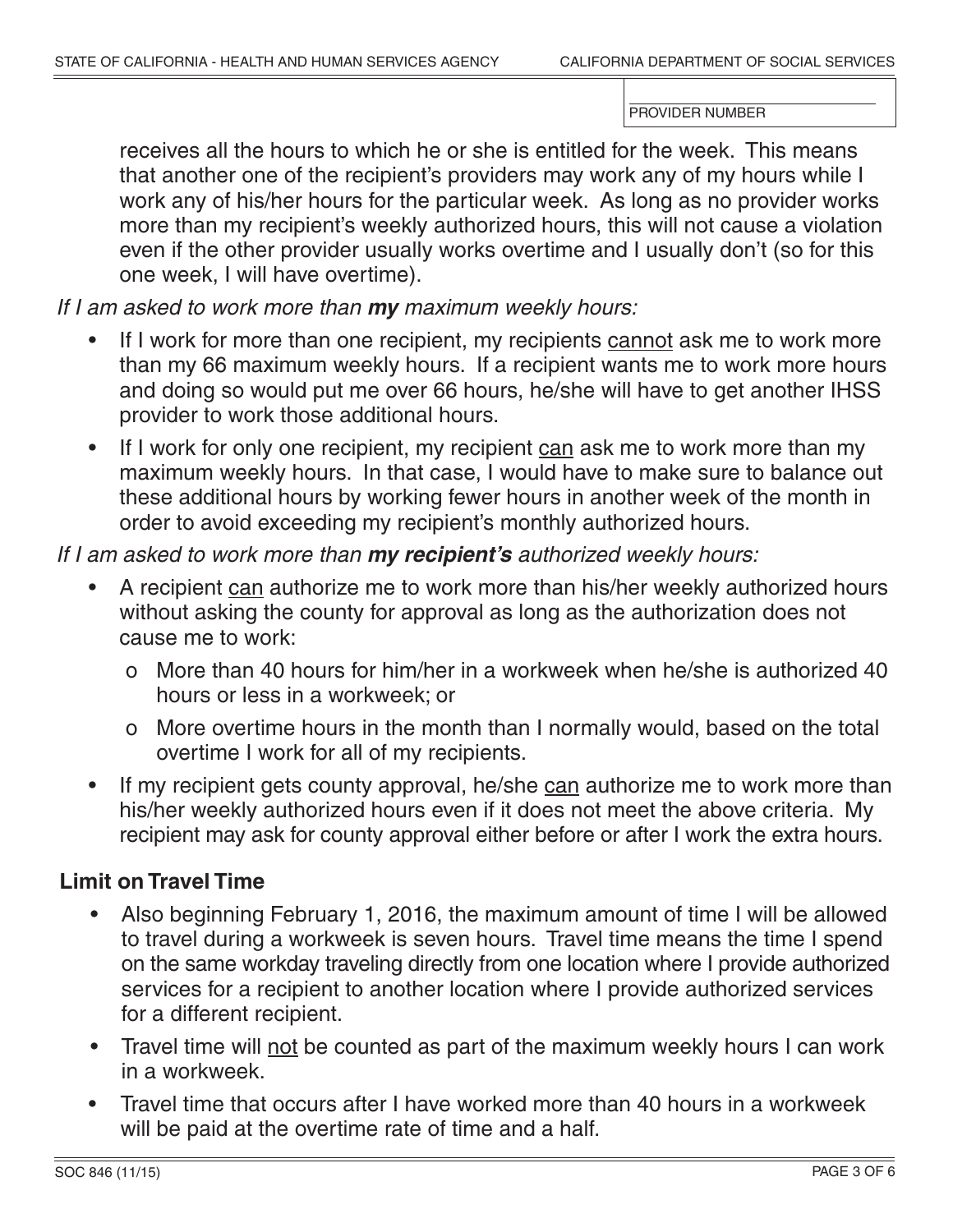PROVIDER NUMBER

receives all the hours to which he or she is entitled for the week. This means that another one of the recipient's providers may work any of my hours while I work any of his/her hours for the particular week. As long as no provider works more than my recipient's weekly authorized hours, this will not cause a violation even if the other provider usually works overtime and I usually don't (so for this one week, I will have overtime).

*If I am asked to work more than **my** maximum weekly hours:*

- If I work for more than one recipient, my recipients <u>cannot</u> ask me to work more than my 66 maximum weekly hours. If a recipient wants me to work more hours and doing so would put me over 66 hours, he/she will have to get another IHSS provider to work those additional hours.
- If I work for only one recipient, my recipient <u>can</u> ask me to work more than my maximum weekly hours. In that case, I would have to make sure to balance out these additional hours by working fewer hours in another week of the month in order to avoid exceeding my recipient's monthly authorized hours.

*If I am asked to work more than **my recipient's** authorized weekly hours:*

- A recipient <u>can</u> authorize me to work more than his/her weekly authorized hours without asking the county for approval as long as the authorization does not cause me to work:
  - o More than 40 hours for him/her in a workweek when he/she is authorized 40 hours or less in a workweek; or
  - o More overtime hours in the month than I normally would, based on the total overtime I work for all of my recipients.
- If my recipient gets county approval, he/she <u>can</u> authorize me to work more than his/her weekly authorized hours even if it does not meet the above criteria. My recipient may ask for county approval either before or after I work the extra hours.

## Limit on Travel Time

- Also beginning February 1, 2016, the maximum amount of time I will be allowed to travel during a workweek is seven hours. Travel time means the time I spend on the same workday traveling directly from one location where I provide authorized services for a recipient to another location where I provide authorized services for a different recipient.
- Travel time will <u>not</u> be counted as part of the maximum weekly hours I can work in a workweek.
- Travel time that occurs after I have worked more than 40 hours in a workweek will be paid at the overtime rate of time and a half.

SOC 846 (11/15)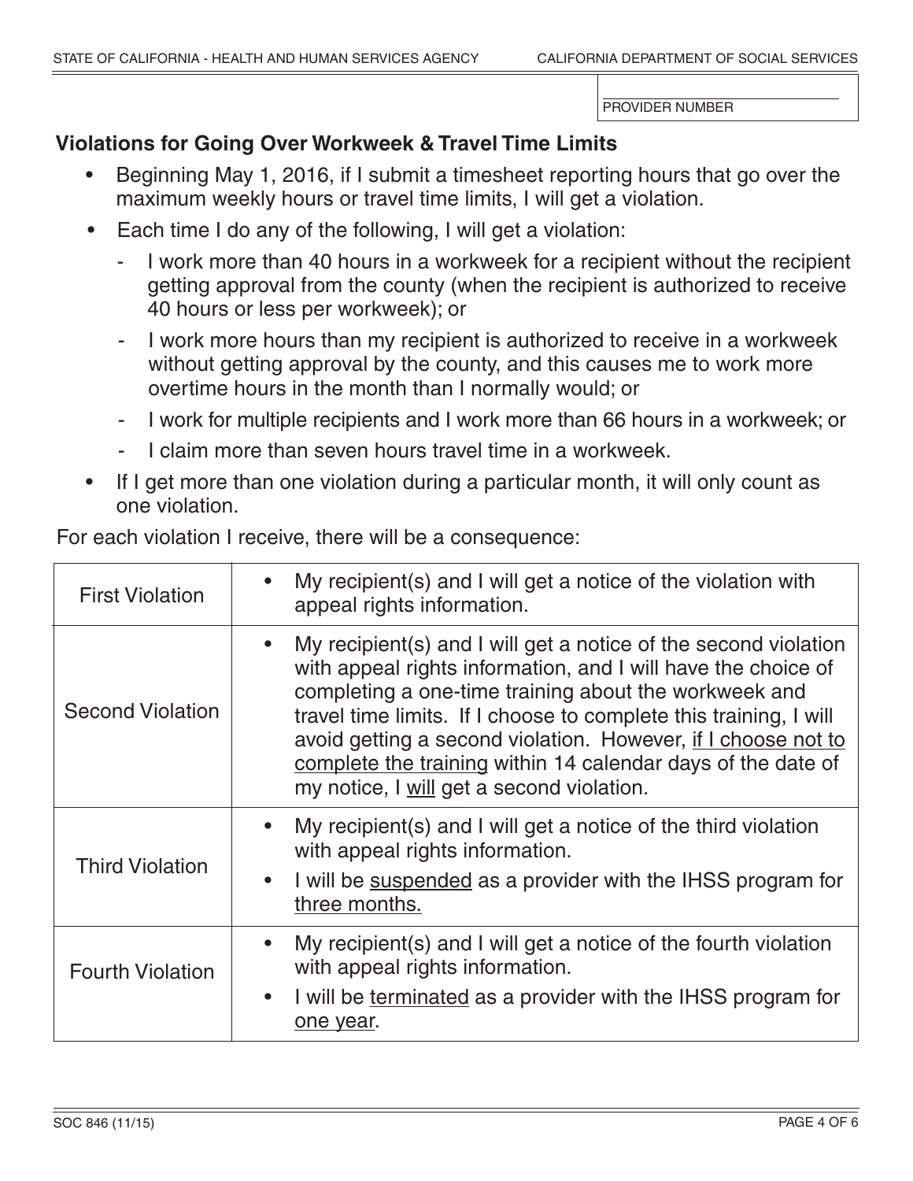PROVIDER NUMBER

## Violations for Going Over Workweek & Travel Time Limits

- Beginning May 1, 2016, if I submit a timesheet reporting hours that go over the maximum weekly hours or travel time limits, I will get a violation.
- Each time I do any of the following, I will get a violation:
  - I work more than 40 hours in a workweek for a recipient without the recipient getting approval from the county (when the recipient is authorized to receive 40 hours or less per workweek); or
  - I work more hours than my recipient is authorized to receive in a workweek without getting approval by the county, and this causes me to work more overtime hours in the month than I normally would; or
  - I work for multiple recipients and I work more than 66 hours in a workweek; or
  - I claim more than seven hours travel time in a workweek.
- If I get more than one violation during a particular month, it will only count as one violation.

For each violation I receive, there will be a consequence:

| | |
|---|---|
| First Violation | • My recipient(s) and I will get a notice of the violation with appeal rights information. |
| Second Violation | • My recipient(s) and I will get a notice of the second violation with appeal rights information, and I will have the choice of completing a one-time training about the workweek and travel time limits. If I choose to complete this training, I will avoid getting a second violation. However, <u>if I choose not to complete the training</u> within 14 calendar days of the date of my notice, I <u>will</u> get a second violation. |
| Third Violation | • My recipient(s) and I will get a notice of the third violation with appeal rights information.<br>• I will be <u>suspended</u> as a provider with the IHSS program for <u>three months.</u> |
| Fourth Violation | • My recipient(s) and I will get a notice of the fourth violation with appeal rights information.<br>• I will be <u>terminated</u> as a provider with the IHSS program for <u>one year</u>. |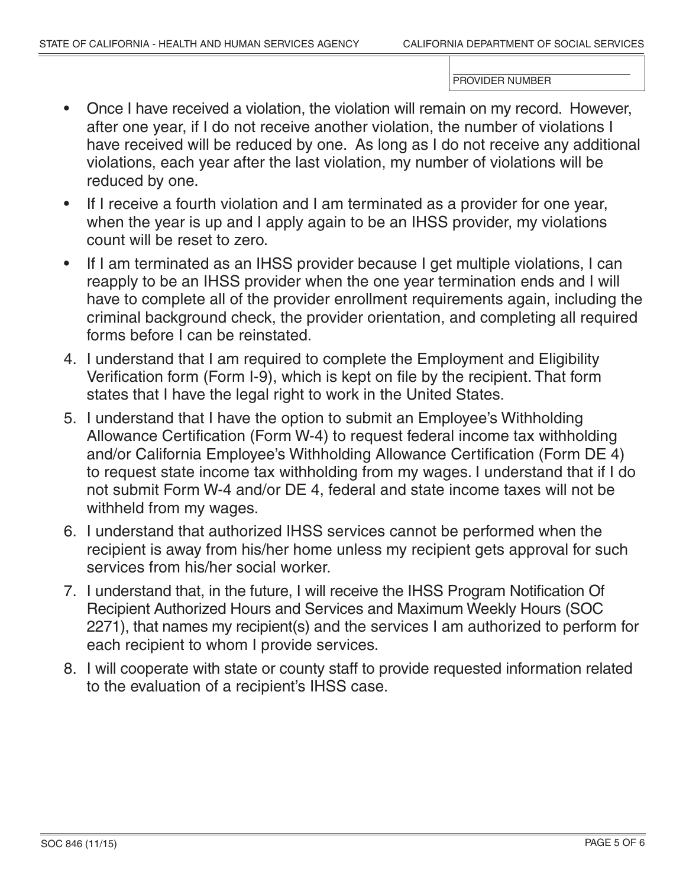PROVIDER NUMBER

- Once I have received a violation, the violation will remain on my record. However, after one year, if I do not receive another violation, the number of violations I have received will be reduced by one. As long as I do not receive any additional violations, each year after the last violation, my number of violations will be reduced by one.
- If I receive a fourth violation and I am terminated as a provider for one year, when the year is up and I apply again to be an IHSS provider, my violations count will be reset to zero.
- If I am terminated as an IHSS provider because I get multiple violations, I can reapply to be an IHSS provider when the one year termination ends and I will have to complete all of the provider enrollment requirements again, including the criminal background check, the provider orientation, and completing all required forms before I can be reinstated.

4. I understand that I am required to complete the Employment and Eligibility Verification form (Form I-9), which is kept on file by the recipient. That form states that I have the legal right to work in the United States.
5. I understand that I have the option to submit an Employee's Withholding Allowance Certification (Form W-4) to request federal income tax withholding and/or California Employee's Withholding Allowance Certification (Form DE 4) to request state income tax withholding from my wages. I understand that if I do not submit Form W-4 and/or DE 4, federal and state income taxes will not be withheld from my wages.
6. I understand that authorized IHSS services cannot be performed when the recipient is away from his/her home unless my recipient gets approval for such services from his/her social worker.
7. I understand that, in the future, I will receive the IHSS Program Notification Of Recipient Authorized Hours and Services and Maximum Weekly Hours (SOC 2271), that names my recipient(s) and the services I am authorized to perform for each recipient to whom I provide services.
8. I will cooperate with state or county staff to provide requested information related to the evaluation of a recipient's IHSS case.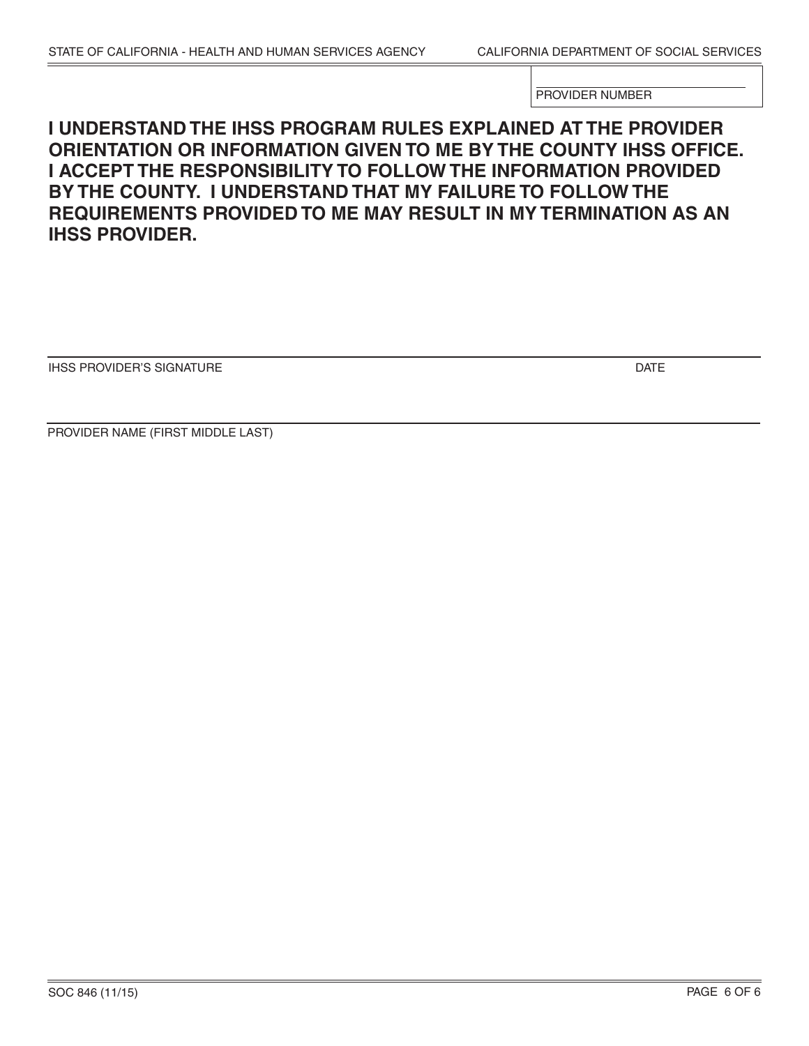PROVIDER NUMBER

**I UNDERSTAND THE IHSS PROGRAM RULES EXPLAINED AT THE PROVIDER ORIENTATION OR INFORMATION GIVEN TO ME BY THE COUNTY IHSS OFFICE. I ACCEPT THE RESPONSIBILITY TO FOLLOW THE INFORMATION PROVIDED BY THE COUNTY. I UNDERSTAND THAT MY FAILURE TO FOLLOW THE REQUIREMENTS PROVIDED TO ME MAY RESULT IN MY TERMINATION AS AN IHSS PROVIDER.**

IHSS PROVIDER'S SIGNATURE

DATE

PROVIDER NAME (FIRST MIDDLE LAST)